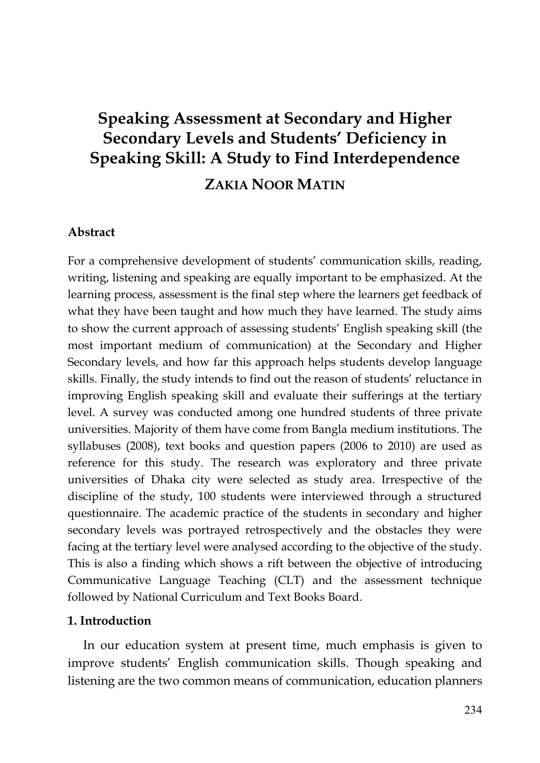# Speaking Assessment at Secondary and Higher Secondary Levels and Students' Deficiency in Speaking Skill: A Study to Find Interdependence

**ZAKIA NOOR MATIN**

## Abstract

For a comprehensive development of students' communication skills, reading, writing, listening and speaking are equally important to be emphasized. At the learning process, assessment is the final step where the learners get feedback of what they have been taught and how much they have learned. The study aims to show the current approach of assessing students' English speaking skill (the most important medium of communication) at the Secondary and Higher Secondary levels, and how far this approach helps students develop language skills. Finally, the study intends to find out the reason of students' reluctance in improving English speaking skill and evaluate their sufferings at the tertiary level. A survey was conducted among one hundred students of three private universities. Majority of them have come from Bangla medium institutions. The syllabuses (2008), text books and question papers (2006 to 2010) are used as reference for this study. The research was exploratory and three private universities of Dhaka city were selected as study area. Irrespective of the discipline of the study, 100 students were interviewed through a structured questionnaire. The academic practice of the students in secondary and higher secondary levels was portrayed retrospectively and the obstacles they were facing at the tertiary level were analysed according to the objective of the study. This is also a finding which shows a rift between the objective of introducing Communicative Language Teaching (CLT) and the assessment technique followed by National Curriculum and Text Books Board.

## 1. Introduction

In our education system at present time, much emphasis is given to improve students' English communication skills. Though speaking and listening are the two common means of communication, education planners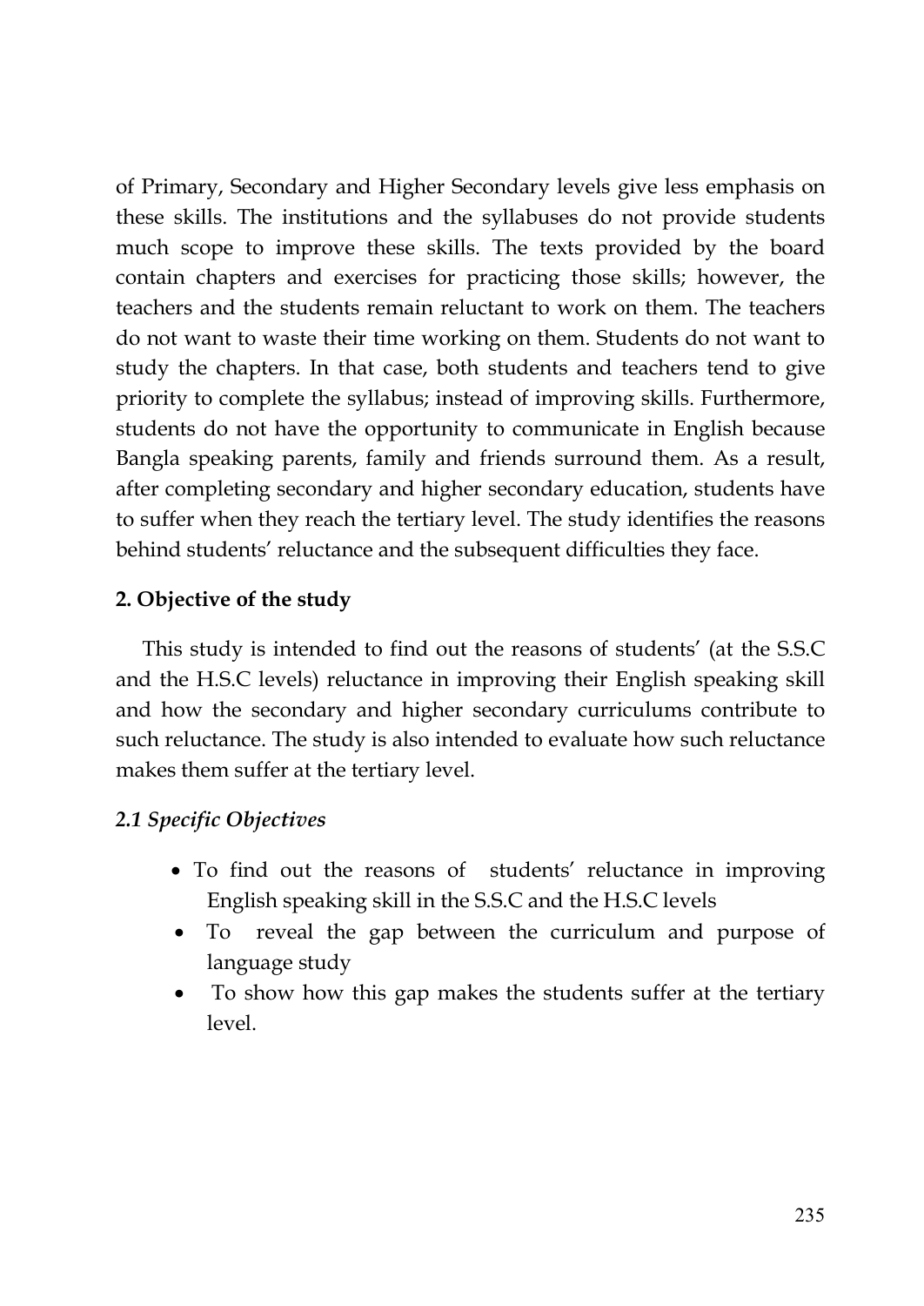of Primary, Secondary and Higher Secondary levels give less emphasis on these skills. The institutions and the syllabuses do not provide students much scope to improve these skills. The texts provided by the board contain chapters and exercises for practicing those skills; however, the teachers and the students remain reluctant to work on them. The teachers do not want to waste their time working on them. Students do not want to study the chapters. In that case, both students and teachers tend to give priority to complete the syllabus; instead of improving skills. Furthermore, students do not have the opportunity to communicate in English because Bangla speaking parents, family and friends surround them. As a result, after completing secondary and higher secondary education, students have to suffer when they reach the tertiary level. The study identifies the reasons behind students' reluctance and the subsequent difficulties they face.

## 2. Objective of the study

This study is intended to find out the reasons of students' (at the S.S.C and the H.S.C levels) reluctance in improving their English speaking skill and how the secondary and higher secondary curriculums contribute to such reluctance. The study is also intended to evaluate how such reluctance makes them suffer at the tertiary level.

### *2.1 Specific Objectives*

- To find out the reasons of students' reluctance in improving English speaking skill in the S.S.C and the H.S.C levels
- To reveal the gap between the curriculum and purpose of language study
- To show how this gap makes the students suffer at the tertiary level.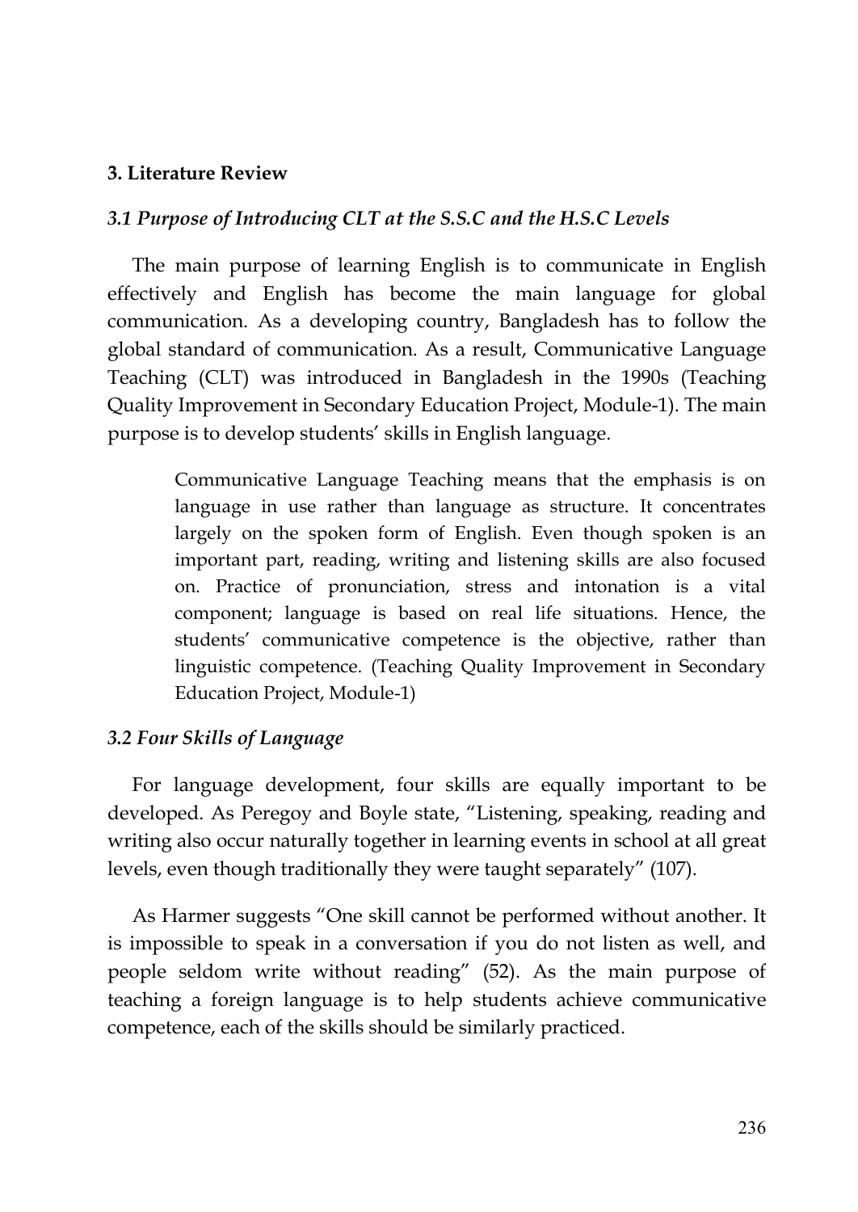## 3. Literature Review

### *3.1 Purpose of Introducing CLT at the S.S.C and the H.S.C Levels*

The main purpose of learning English is to communicate in English effectively and English has become the main language for global communication. As a developing country, Bangladesh has to follow the global standard of communication. As a result, Communicative Language Teaching (CLT) was introduced in Bangladesh in the 1990s (Teaching Quality Improvement in Secondary Education Project, Module-1). The main purpose is to develop students' skills in English language.

> Communicative Language Teaching means that the emphasis is on language in use rather than language as structure. It concentrates largely on the spoken form of English. Even though spoken is an important part, reading, writing and listening skills are also focused on. Practice of pronunciation, stress and intonation is a vital component; language is based on real life situations. Hence, the students' communicative competence is the objective, rather than linguistic competence. (Teaching Quality Improvement in Secondary Education Project, Module-1)

### *3.2 Four Skills of Language*

For language development, four skills are equally important to be developed. As Peregoy and Boyle state, "Listening, speaking, reading and writing also occur naturally together in learning events in school at all great levels, even though traditionally they were taught separately" (107).

As Harmer suggests "One skill cannot be performed without another. It is impossible to speak in a conversation if you do not listen as well, and people seldom write without reading" (52). As the main purpose of teaching a foreign language is to help students achieve communicative competence, each of the skills should be similarly practiced.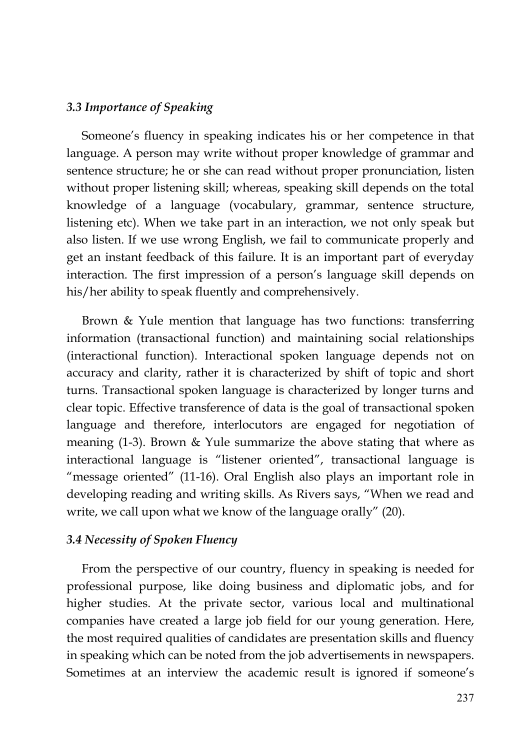### *3.3 Importance of Speaking*

Someone's fluency in speaking indicates his or her competence in that language. A person may write without proper knowledge of grammar and sentence structure; he or she can read without proper pronunciation, listen without proper listening skill; whereas, speaking skill depends on the total knowledge of a language (vocabulary, grammar, sentence structure, listening etc). When we take part in an interaction, we not only speak but also listen. If we use wrong English, we fail to communicate properly and get an instant feedback of this failure. It is an important part of everyday interaction. The first impression of a person's language skill depends on his/her ability to speak fluently and comprehensively.

Brown & Yule mention that language has two functions: transferring information (transactional function) and maintaining social relationships (interactional function). Interactional spoken language depends not on accuracy and clarity, rather it is characterized by shift of topic and short turns. Transactional spoken language is characterized by longer turns and clear topic. Effective transference of data is the goal of transactional spoken language and therefore, interlocutors are engaged for negotiation of meaning (1-3). Brown & Yule summarize the above stating that where as interactional language is "listener oriented", transactional language is "message oriented" (11-16). Oral English also plays an important role in developing reading and writing skills. As Rivers says, "When we read and write, we call upon what we know of the language orally" (20).

### *3.4 Necessity of Spoken Fluency*

From the perspective of our country, fluency in speaking is needed for professional purpose, like doing business and diplomatic jobs, and for higher studies. At the private sector, various local and multinational companies have created a large job field for our young generation. Here, the most required qualities of candidates are presentation skills and fluency in speaking which can be noted from the job advertisements in newspapers. Sometimes at an interview the academic result is ignored if someone's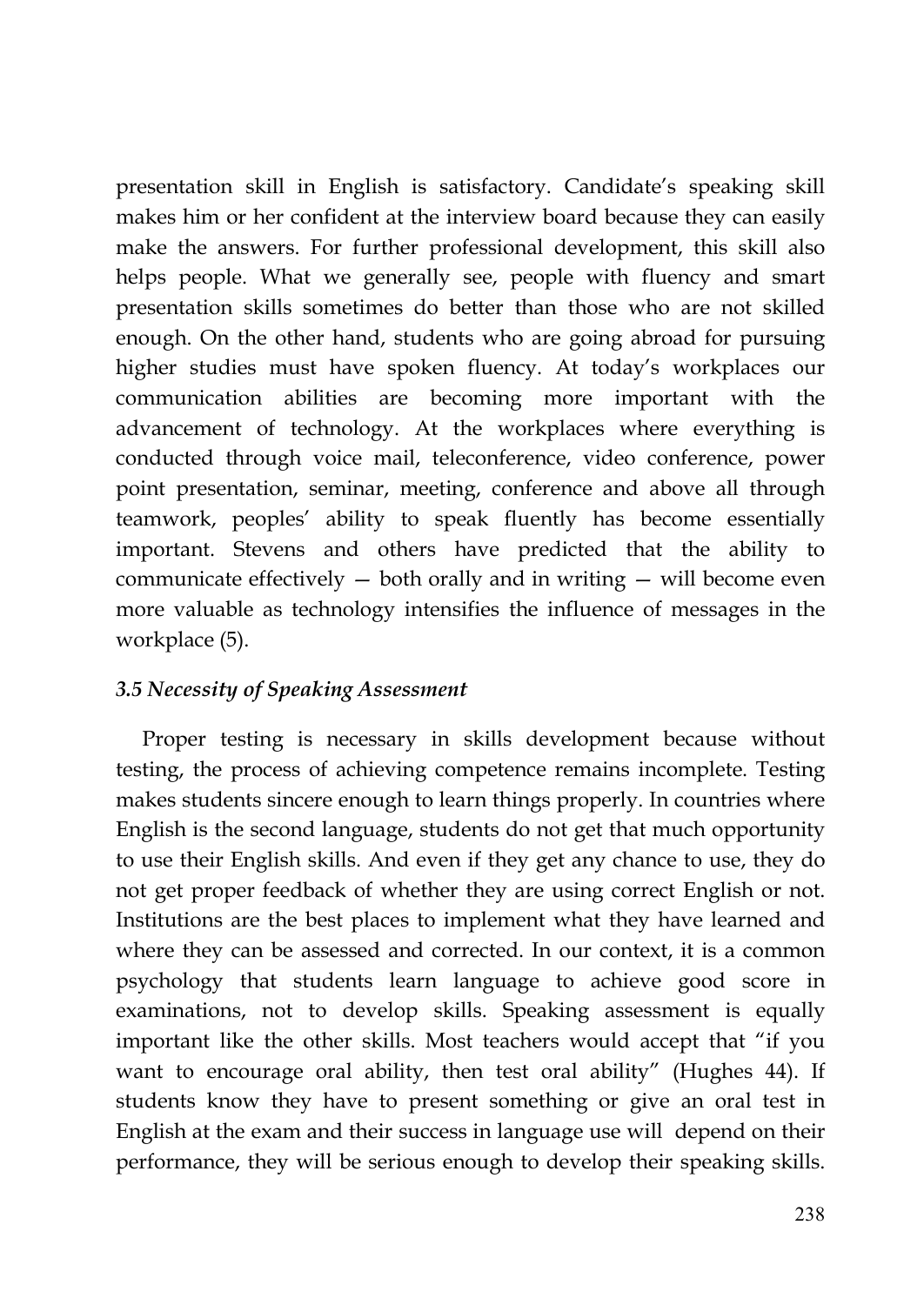presentation skill in English is satisfactory. Candidate's speaking skill makes him or her confident at the interview board because they can easily make the answers. For further professional development, this skill also helps people. What we generally see, people with fluency and smart presentation skills sometimes do better than those who are not skilled enough. On the other hand, students who are going abroad for pursuing higher studies must have spoken fluency. At today's workplaces our communication abilities are becoming more important with the advancement of technology. At the workplaces where everything is conducted through voice mail, teleconference, video conference, power point presentation, seminar, meeting, conference and above all through teamwork, peoples' ability to speak fluently has become essentially important. Stevens and others have predicted that the ability to communicate effectively — both orally and in writing — will become even more valuable as technology intensifies the influence of messages in the workplace (5).

### *3.5 Necessity of Speaking Assessment*

Proper testing is necessary in skills development because without testing, the process of achieving competence remains incomplete. Testing makes students sincere enough to learn things properly. In countries where English is the second language, students do not get that much opportunity to use their English skills. And even if they get any chance to use, they do not get proper feedback of whether they are using correct English or not. Institutions are the best places to implement what they have learned and where they can be assessed and corrected. In our context, it is a common psychology that students learn language to achieve good score in examinations, not to develop skills. Speaking assessment is equally important like the other skills. Most teachers would accept that "if you want to encourage oral ability, then test oral ability" (Hughes 44). If students know they have to present something or give an oral test in English at the exam and their success in language use will depend on their performance, they will be serious enough to develop their speaking skills.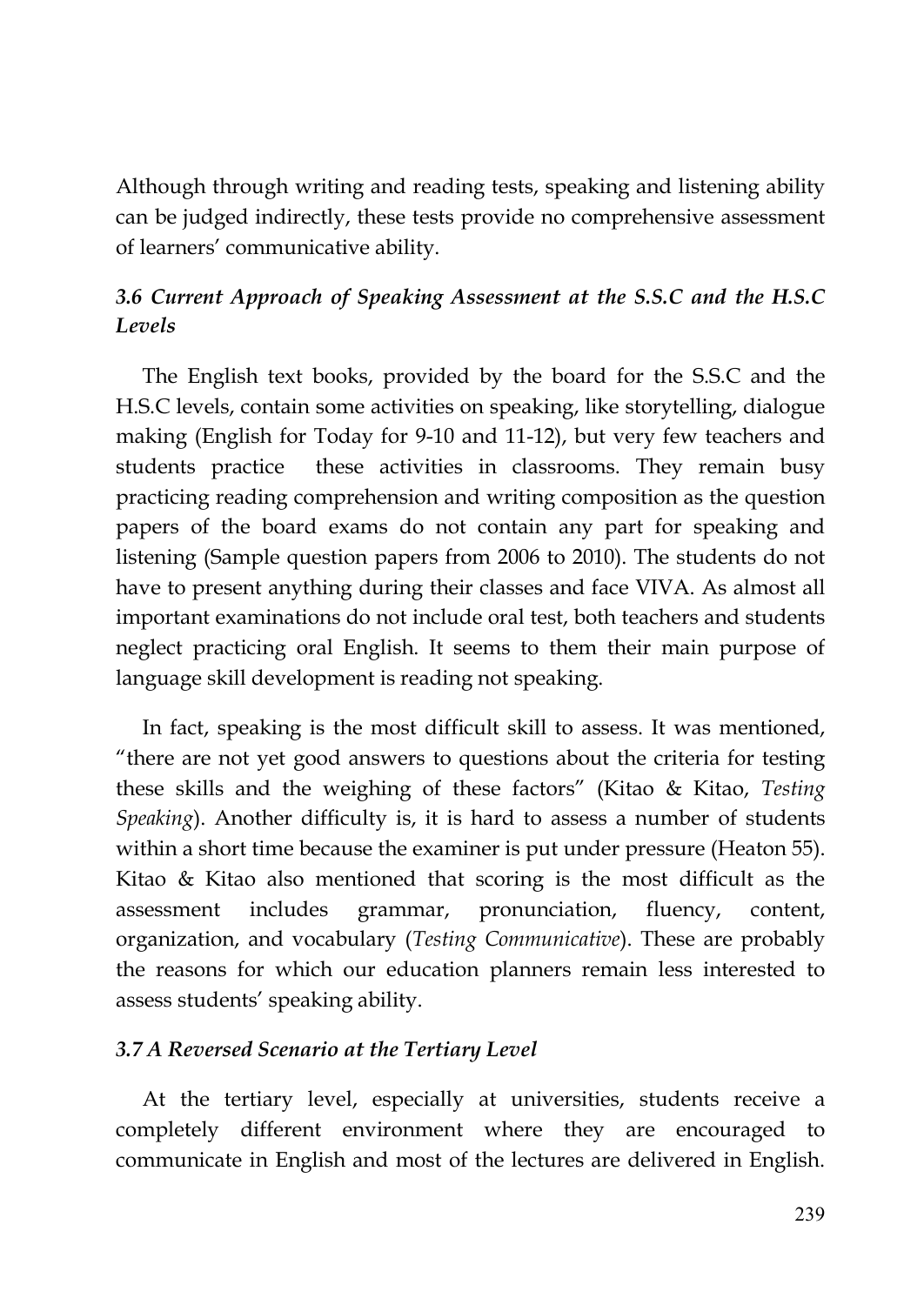Although through writing and reading tests, speaking and listening ability can be judged indirectly, these tests provide no comprehensive assessment of learners' communicative ability.

### *3.6 Current Approach of Speaking Assessment at the S.S.C and the H.S.C Levels*

The English text books, provided by the board for the S.S.C and the H.S.C levels, contain some activities on speaking, like storytelling, dialogue making (English for Today for 9-10 and 11-12), but very few teachers and students practice these activities in classrooms. They remain busy practicing reading comprehension and writing composition as the question papers of the board exams do not contain any part for speaking and listening (Sample question papers from 2006 to 2010). The students do not have to present anything during their classes and face VIVA. As almost all important examinations do not include oral test, both teachers and students neglect practicing oral English. It seems to them their main purpose of language skill development is reading not speaking.

In fact, speaking is the most difficult skill to assess. It was mentioned, "there are not yet good answers to questions about the criteria for testing these skills and the weighing of these factors" (Kitao & Kitao, *Testing Speaking*). Another difficulty is, it is hard to assess a number of students within a short time because the examiner is put under pressure (Heaton 55). Kitao & Kitao also mentioned that scoring is the most difficult as the assessment includes grammar, pronunciation, fluency, content, organization, and vocabulary (*Testing Communicative*). These are probably the reasons for which our education planners remain less interested to assess students' speaking ability.

### *3.7 A Reversed Scenario at the Tertiary Level*

At the tertiary level, especially at universities, students receive a completely different environment where they are encouraged to communicate in English and most of the lectures are delivered in English.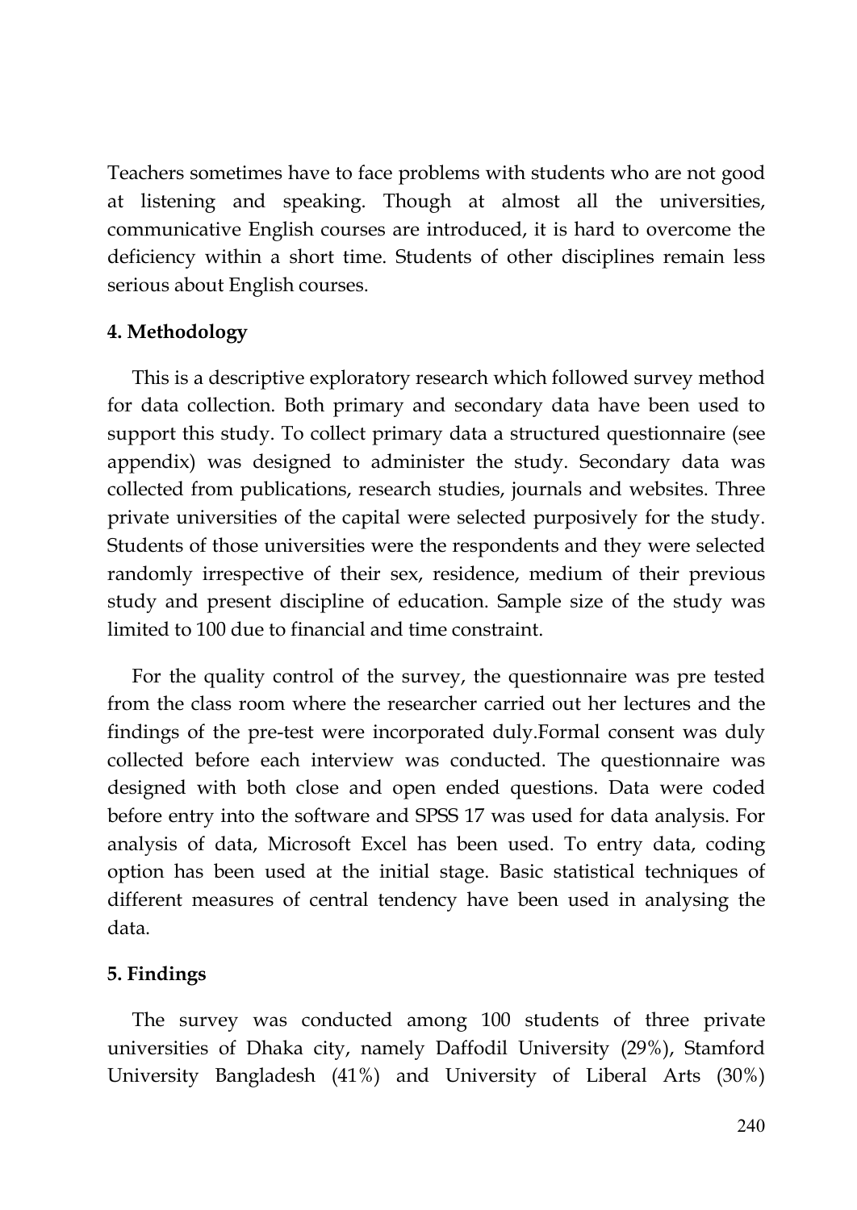Teachers sometimes have to face problems with students who are not good at listening and speaking. Though at almost all the universities, communicative English courses are introduced, it is hard to overcome the deficiency within a short time. Students of other disciplines remain less serious about English courses.

## 4. Methodology

This is a descriptive exploratory research which followed survey method for data collection. Both primary and secondary data have been used to support this study. To collect primary data a structured questionnaire (see appendix) was designed to administer the study. Secondary data was collected from publications, research studies, journals and websites. Three private universities of the capital were selected purposively for the study. Students of those universities were the respondents and they were selected randomly irrespective of their sex, residence, medium of their previous study and present discipline of education. Sample size of the study was limited to 100 due to financial and time constraint.

For the quality control of the survey, the questionnaire was pre tested from the class room where the researcher carried out her lectures and the findings of the pre-test were incorporated duly.Formal consent was duly collected before each interview was conducted. The questionnaire was designed with both close and open ended questions. Data were coded before entry into the software and SPSS 17 was used for data analysis. For analysis of data, Microsoft Excel has been used. To entry data, coding option has been used at the initial stage. Basic statistical techniques of different measures of central tendency have been used in analysing the data.

## 5. Findings

The survey was conducted among 100 students of three private universities of Dhaka city, namely Daffodil University (29%), Stamford University Bangladesh (41%) and University of Liberal Arts (30%)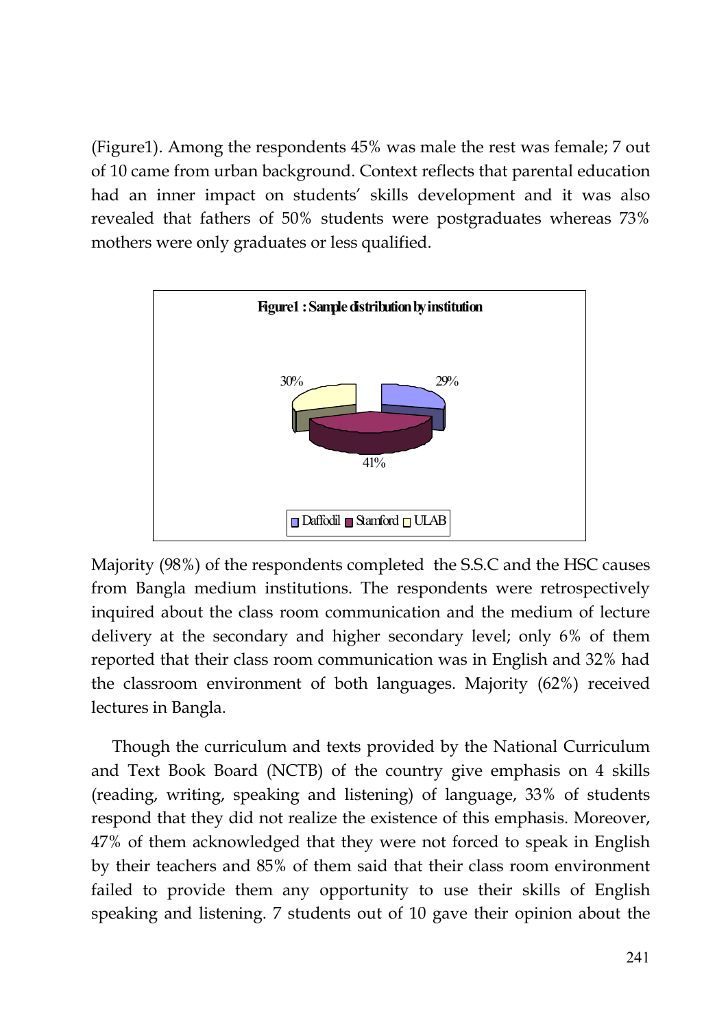(Figure1). Among the respondents 45% was male the rest was female; 7 out of 10 came from urban background. Context reflects that parental education had an inner impact on students' skills development and it was also revealed that fathers of 50% students were postgraduates whereas 73% mothers were only graduates or less qualified.

**Figure1 : Sample distribution by institution**

| Institution | Percentage |
|---|---|
| Daffodil | 29% |
| Stamford | 41% |
| ULAB | 30% |

Majority (98%) of the respondents completed the S.S.C and the HSC causes from Bangla medium institutions. The respondents were retrospectively inquired about the class room communication and the medium of lecture delivery at the secondary and higher secondary level; only 6% of them reported that their class room communication was in English and 32% had the classroom environment of both languages. Majority (62%) received lectures in Bangla.

Though the curriculum and texts provided by the National Curriculum and Text Book Board (NCTB) of the country give emphasis on 4 skills (reading, writing, speaking and listening) of language, 33% of students respond that they did not realize the existence of this emphasis. Moreover, 47% of them acknowledged that they were not forced to speak in English by their teachers and 85% of them said that their class room environment failed to provide them any opportunity to use their skills of English speaking and listening. 7 students out of 10 gave their opinion about the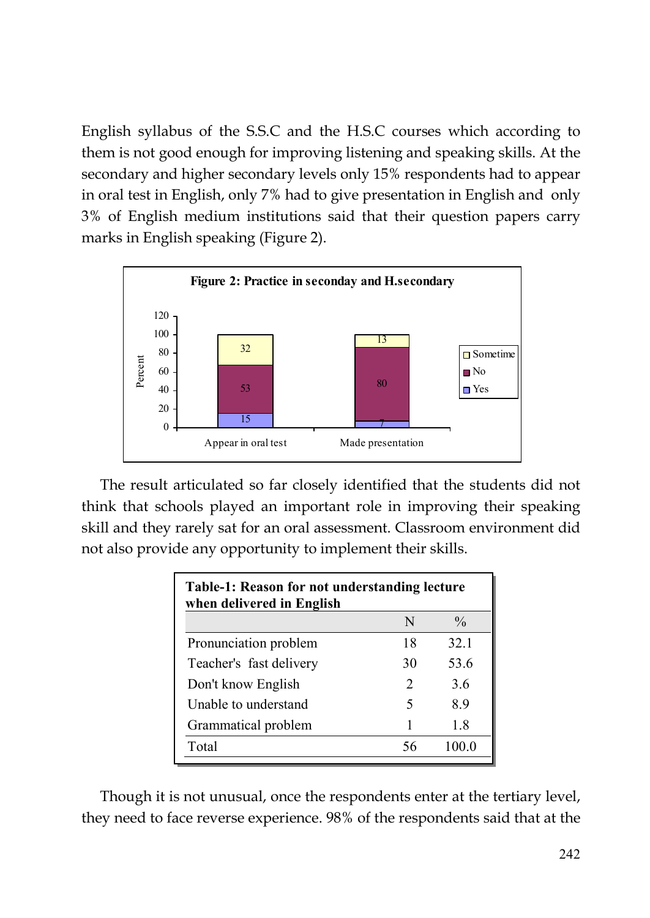English syllabus of the S.S.C and the H.S.C courses which according to them is not good enough for improving listening and speaking skills. At the secondary and higher secondary levels only 15% respondents had to appear in oral test in English, only 7% had to give presentation in English and only 3% of English medium institutions said that their question papers carry marks in English speaking (Figure 2).

**Figure 2: Practice in seconday and H.secondary**

| | Yes | No | Sometime |
|---|---|---|---|
| Appear in oral test | 15 | 53 | 32 |
| Made presentation | 7 | 80 | 13 |

The result articulated so far closely identified that the students did not think that schools played an important role in improving their speaking skill and they rarely sat for an oral assessment. Classroom environment did not also provide any opportunity to implement their skills.

**Table-1: Reason for not understanding lecture when delivered in English**

| | N | % |
|---|---|---|
| Pronunciation problem | 18 | 32.1 |
| Teacher's fast delivery | 30 | 53.6 |
| Don't know English | 2 | 3.6 |
| Unable to understand | 5 | 8.9 |
| Grammatical problem | 1 | 1.8 |
| Total | 56 | 100.0 |

Though it is not unusual, once the respondents enter at the tertiary level, they need to face reverse experience. 98% of the respondents said that at the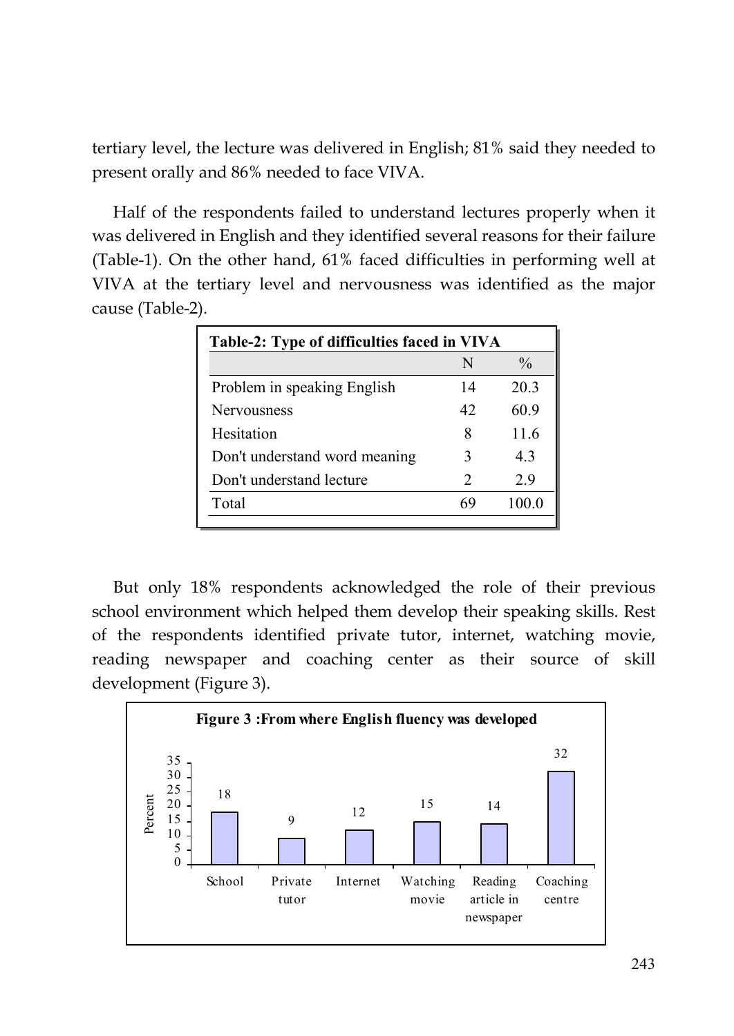tertiary level, the lecture was delivered in English; 81% said they needed to present orally and 86% needed to face VIVA.

Half of the respondents failed to understand lectures properly when it was delivered in English and they identified several reasons for their failure (Table-1). On the other hand, 61% faced difficulties in performing well at VIVA at the tertiary level and nervousness was identified as the major cause (Table-2).

**Table-2: Type of difficulties faced in VIVA**

| | N | % |
|---|---|---|
| Problem in speaking English | 14 | 20.3 |
| Nervousness | 42 | 60.9 |
| Hesitation | 8 | 11.6 |
| Don't understand word meaning | 3 | 4.3 |
| Don't understand lecture | 2 | 2.9 |
| Total | 69 | 100.0 |

But only 18% respondents acknowledged the role of their previous school environment which helped them develop their speaking skills. Rest of the respondents identified private tutor, internet, watching movie, reading newspaper and coaching center as their source of skill development (Figure 3).

**Figure 3 :From where English fluency was developed**

| Source | Percent |
|---|---|
| School | 18 |
| Private tutor | 9 |
| Internet | 12 |
| Watching movie | 15 |
| Reading article in newspaper | 14 |
| Coaching centre | 32 |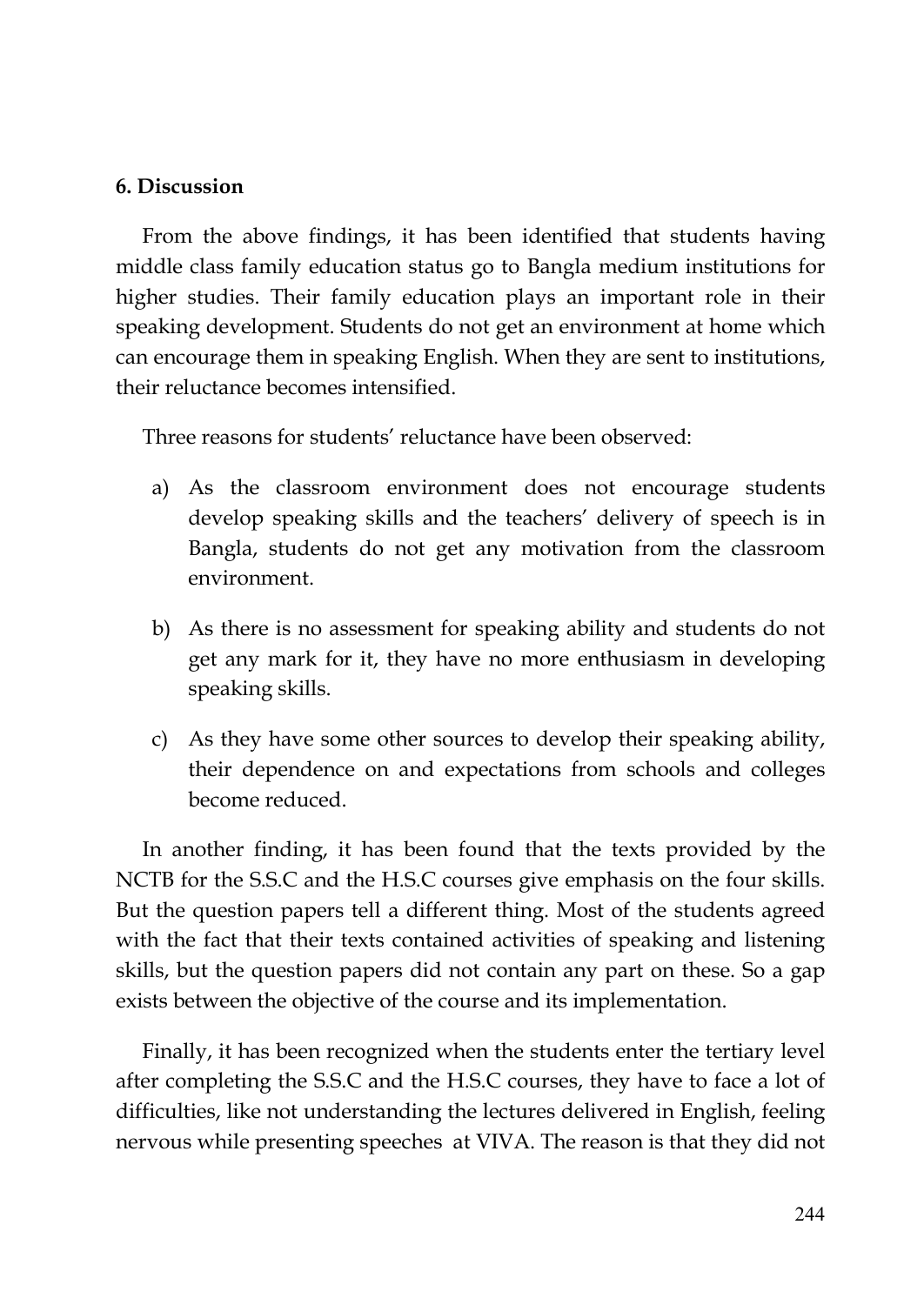## 6. Discussion

From the above findings, it has been identified that students having middle class family education status go to Bangla medium institutions for higher studies. Their family education plays an important role in their speaking development. Students do not get an environment at home which can encourage them in speaking English. When they are sent to institutions, their reluctance becomes intensified.

Three reasons for students' reluctance have been observed:

a) As the classroom environment does not encourage students develop speaking skills and the teachers' delivery of speech is in Bangla, students do not get any motivation from the classroom environment.

b) As there is no assessment for speaking ability and students do not get any mark for it, they have no more enthusiasm in developing speaking skills.

c) As they have some other sources to develop their speaking ability, their dependence on and expectations from schools and colleges become reduced.

In another finding, it has been found that the texts provided by the NCTB for the S.S.C and the H.S.C courses give emphasis on the four skills. But the question papers tell a different thing. Most of the students agreed with the fact that their texts contained activities of speaking and listening skills, but the question papers did not contain any part on these. So a gap exists between the objective of the course and its implementation.

Finally, it has been recognized when the students enter the tertiary level after completing the S.S.C and the H.S.C courses, they have to face a lot of difficulties, like not understanding the lectures delivered in English, feeling nervous while presenting speeches at VIVA. The reason is that they did not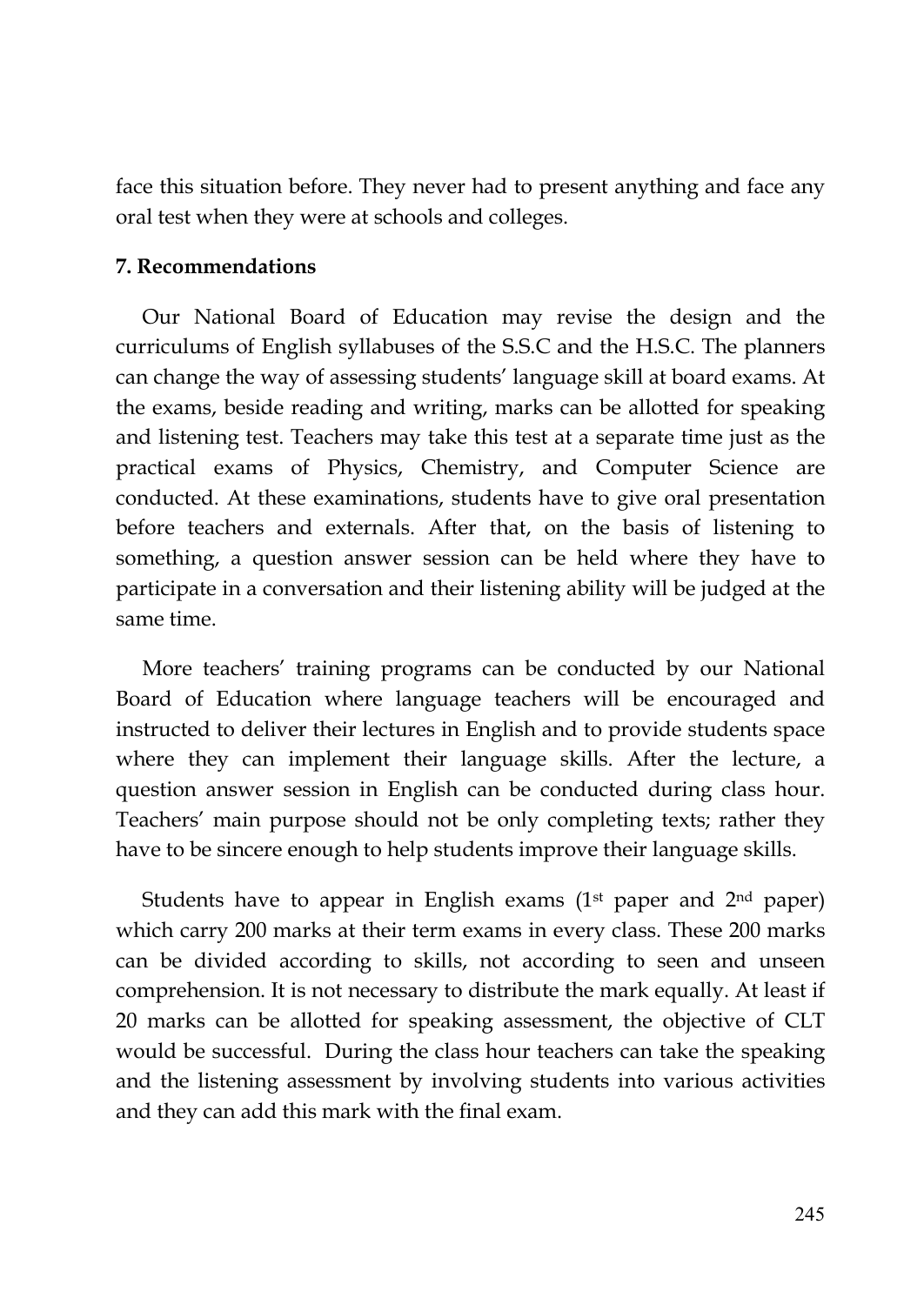face this situation before. They never had to present anything and face any oral test when they were at schools and colleges.

## 7. Recommendations

Our National Board of Education may revise the design and the curriculums of English syllabuses of the S.S.C and the H.S.C. The planners can change the way of assessing students' language skill at board exams. At the exams, beside reading and writing, marks can be allotted for speaking and listening test. Teachers may take this test at a separate time just as the practical exams of Physics, Chemistry, and Computer Science are conducted. At these examinations, students have to give oral presentation before teachers and externals. After that, on the basis of listening to something, a question answer session can be held where they have to participate in a conversation and their listening ability will be judged at the same time.

More teachers' training programs can be conducted by our National Board of Education where language teachers will be encouraged and instructed to deliver their lectures in English and to provide students space where they can implement their language skills. After the lecture, a question answer session in English can be conducted during class hour. Teachers' main purpose should not be only completing texts; rather they have to be sincere enough to help students improve their language skills.

Students have to appear in English exams (1st paper and 2nd paper) which carry 200 marks at their term exams in every class. These 200 marks can be divided according to skills, not according to seen and unseen comprehension. It is not necessary to distribute the mark equally. At least if 20 marks can be allotted for speaking assessment, the objective of CLT would be successful. During the class hour teachers can take the speaking and the listening assessment by involving students into various activities and they can add this mark with the final exam.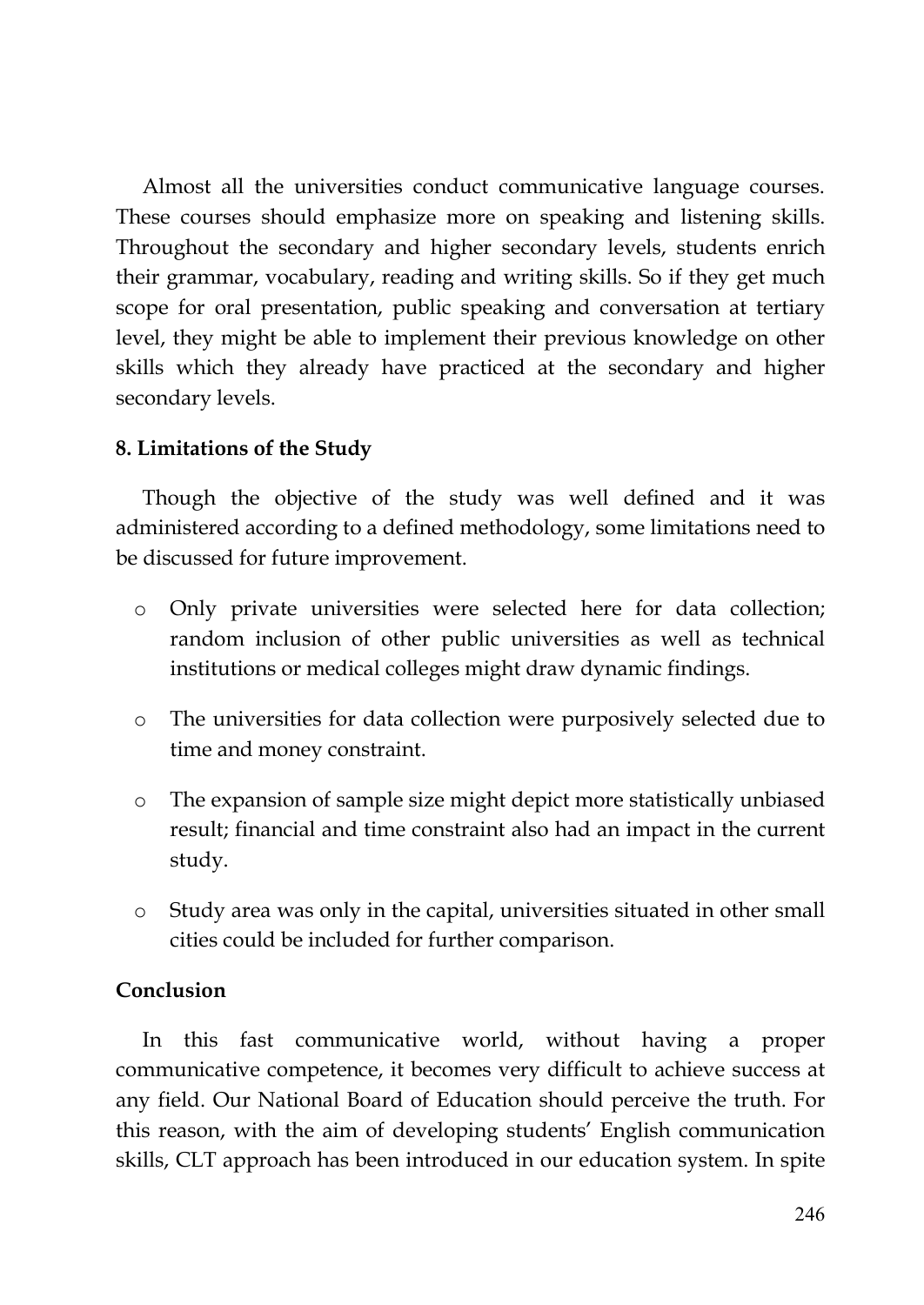Almost all the universities conduct communicative language courses. These courses should emphasize more on speaking and listening skills. Throughout the secondary and higher secondary levels, students enrich their grammar, vocabulary, reading and writing skills. So if they get much scope for oral presentation, public speaking and conversation at tertiary level, they might be able to implement their previous knowledge on other skills which they already have practiced at the secondary and higher secondary levels.

## 8. Limitations of the Study

Though the objective of the study was well defined and it was administered according to a defined methodology, some limitations need to be discussed for future improvement.

- Only private universities were selected here for data collection; random inclusion of other public universities as well as technical institutions or medical colleges might draw dynamic findings.
- The universities for data collection were purposively selected due to time and money constraint.
- The expansion of sample size might depict more statistically unbiased result; financial and time constraint also had an impact in the current study.
- Study area was only in the capital, universities situated in other small cities could be included for further comparison.

## Conclusion

In this fast communicative world, without having a proper communicative competence, it becomes very difficult to achieve success at any field. Our National Board of Education should perceive the truth. For this reason, with the aim of developing students' English communication skills, CLT approach has been introduced in our education system. In spite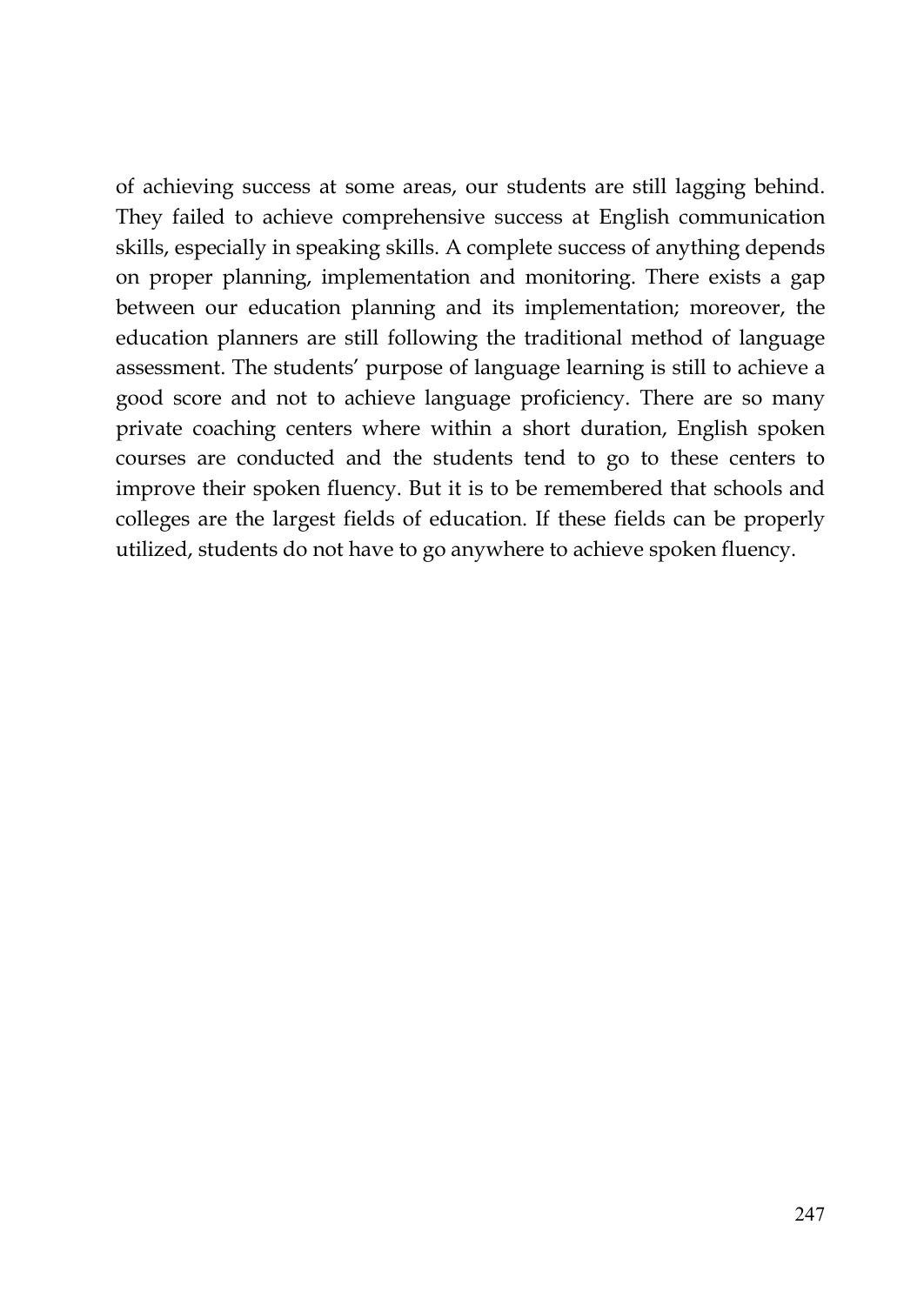of achieving success at some areas, our students are still lagging behind. They failed to achieve comprehensive success at English communication skills, especially in speaking skills. A complete success of anything depends on proper planning, implementation and monitoring. There exists a gap between our education planning and its implementation; moreover, the education planners are still following the traditional method of language assessment. The students' purpose of language learning is still to achieve a good score and not to achieve language proficiency. There are so many private coaching centers where within a short duration, English spoken courses are conducted and the students tend to go to these centers to improve their spoken fluency. But it is to be remembered that schools and colleges are the largest fields of education. If these fields can be properly utilized, students do not have to go anywhere to achieve spoken fluency.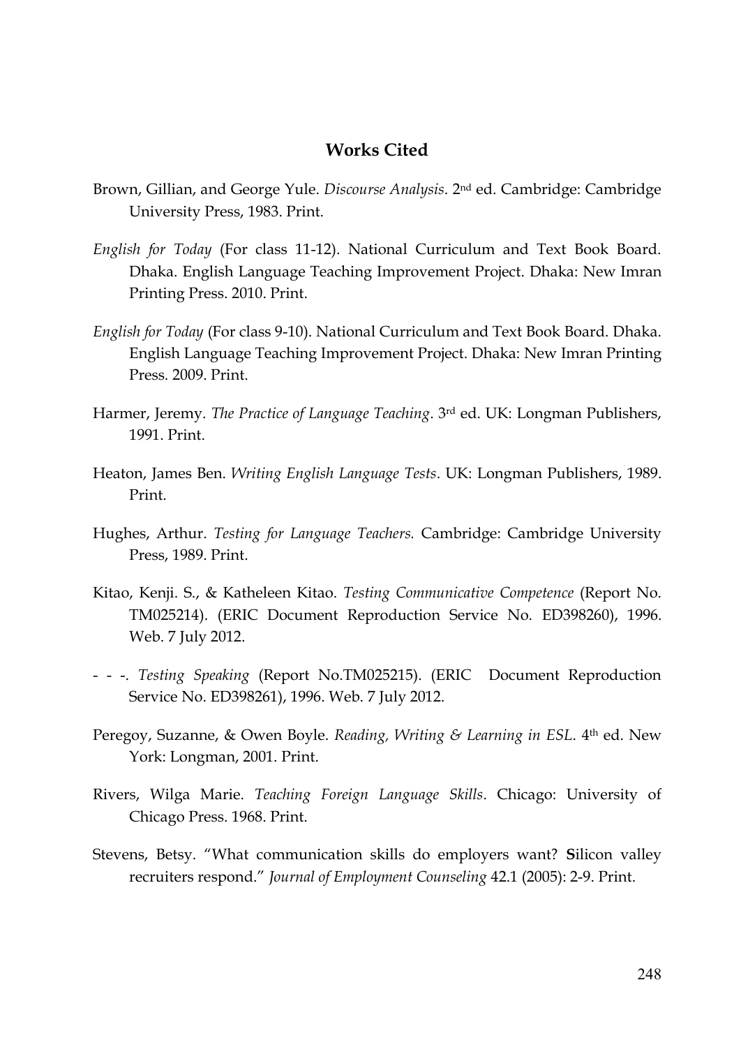## Works Cited

Brown, Gillian, and George Yule. *Discourse Analysis*. 2nd ed. Cambridge: Cambridge University Press, 1983. Print.

*English for Today* (For class 11-12). National Curriculum and Text Book Board. Dhaka. English Language Teaching Improvement Project. Dhaka: New Imran Printing Press. 2010. Print.

*English for Today* (For class 9-10). National Curriculum and Text Book Board. Dhaka. English Language Teaching Improvement Project. Dhaka: New Imran Printing Press. 2009. Print.

Harmer, Jeremy. *The Practice of Language Teaching*. 3rd ed. UK: Longman Publishers, 1991. Print.

Heaton, James Ben. *Writing English Language Tests*. UK: Longman Publishers, 1989. Print.

Hughes, Arthur. *Testing for Language Teachers.* Cambridge: Cambridge University Press, 1989. Print.

Kitao, Kenji. S., & Katheleen Kitao. *Testing Communicative Competence* (Report No. TM025214). (ERIC Document Reproduction Service No. ED398260), 1996. Web. 7 July 2012.

- - -. *Testing Speaking* (Report No.TM025215). (ERIC Document Reproduction Service No. ED398261), 1996. Web. 7 July 2012.

Peregoy, Suzanne, & Owen Boyle. *Reading, Writing & Learning in ESL*. 4th ed. New York: Longman, 2001. Print.

Rivers, Wilga Marie. *Teaching Foreign Language Skills*. Chicago: University of Chicago Press. 1968. Print.

Stevens, Betsy. "What communication skills do employers want? **S**ilicon valley recruiters respond." *Journal of Employment Counseling* 42.1 (2005): 2-9. Print.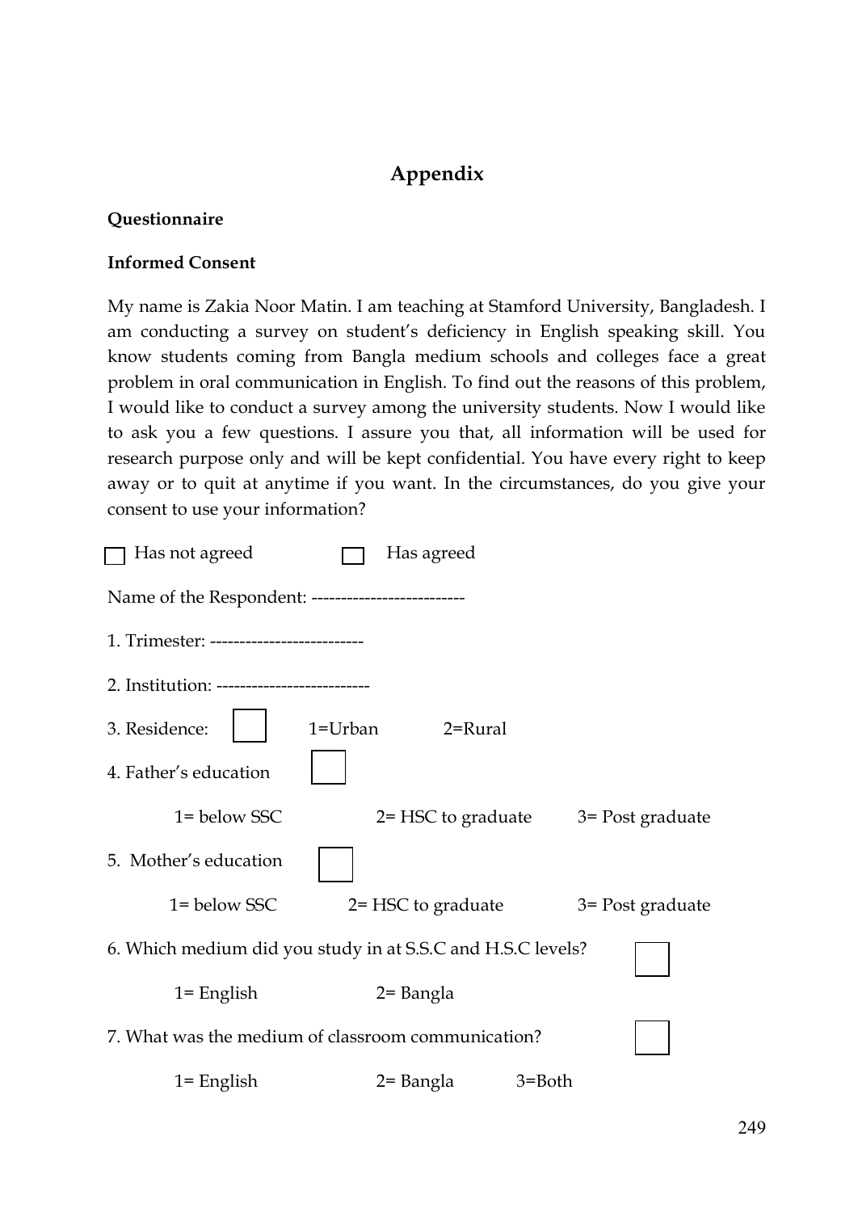# Appendix

**Questionnaire**

**Informed Consent**

My name is Zakia Noor Matin. I am teaching at Stamford University, Bangladesh. I am conducting a survey on student's deficiency in English speaking skill. You know students coming from Bangla medium schools and colleges face a great problem in oral communication in English. To find out the reasons of this problem, I would like to conduct a survey among the university students. Now I would like to ask you a few questions. I assure you that, all information will be used for research purpose only and will be kept confidential. You have every right to keep away or to quit at anytime if you want. In the circumstances, do you give your consent to use your information?

☐ Has not agreed ☐ Has agreed

Name of the Respondent: --------------------------

1. Trimester: --------------------------

2. Institution: --------------------------

3. Residence: ☐ 1=Urban 2=Rural

4. Father's education ☐

   1= below SSC 2= HSC to graduate 3= Post graduate

5. Mother's education ☐

   1= below SSC 2= HSC to graduate 3= Post graduate

6. Which medium did you study in at S.S.C and H.S.C levels? ☐

   1= English 2= Bangla

7. What was the medium of classroom communication? ☐

   1= English 2= Bangla 3=Both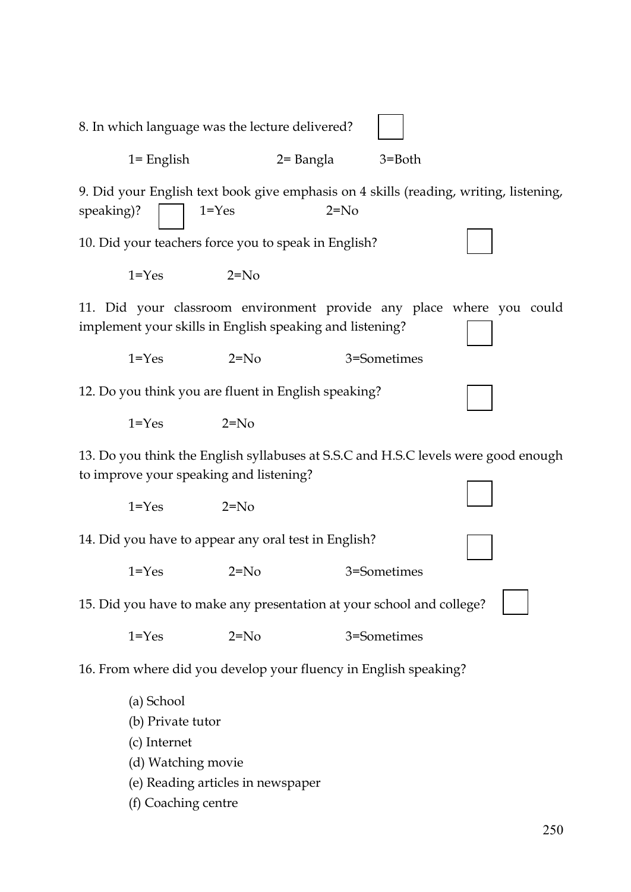8. In which language was the lecture delivered? ☐

1= English 2= Bangla 3=Both

9. Did your English text book give emphasis on 4 skills (reading, writing, listening, speaking)? ☐ 1=Yes 2=No

10. Did your teachers force you to speak in English? ☐

1=Yes 2=No

11. Did your classroom environment provide any place where you could implement your skills in English speaking and listening? ☐

1=Yes 2=No 3=Sometimes

12. Do you think you are fluent in English speaking? ☐

1=Yes 2=No

13. Do you think the English syllabuses at S.S.C and H.S.C levels were good enough to improve your speaking and listening? ☐

1=Yes 2=No

14. Did you have to appear any oral test in English? ☐

1=Yes 2=No 3=Sometimes

15. Did you have to make any presentation at your school and college? ☐

1=Yes 2=No 3=Sometimes

16. From where did you develop your fluency in English speaking?

(a) School
(b) Private tutor
(c) Internet
(d) Watching movie
(e) Reading articles in newspaper
(f) Coaching centre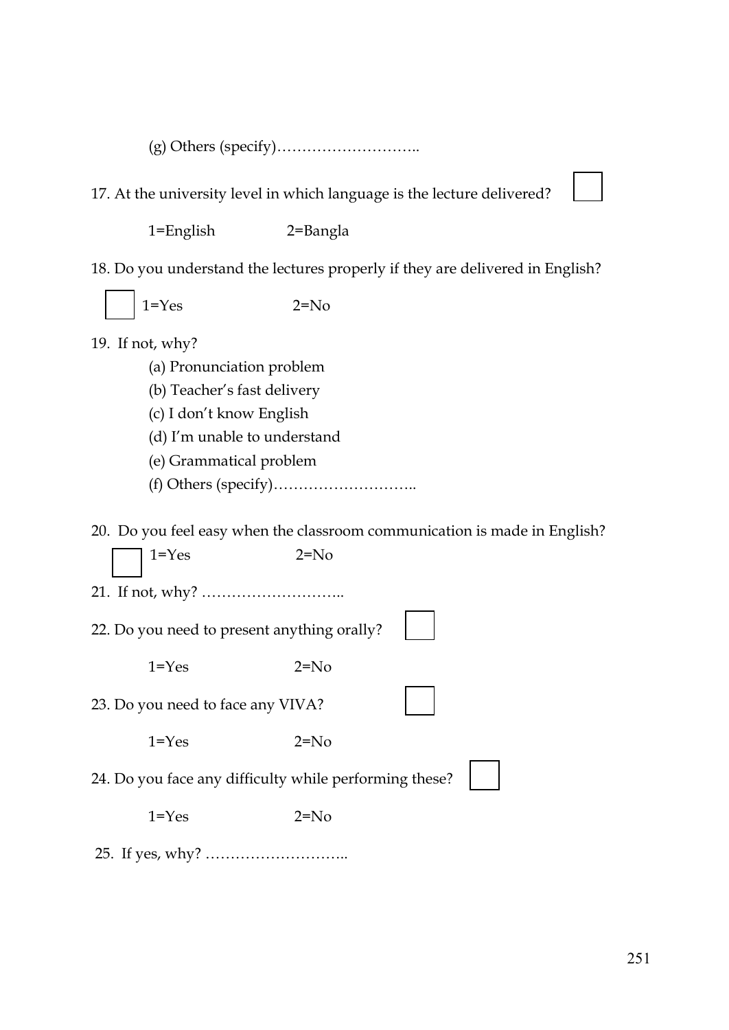(g) Others (specify)………………………..

17. At the university level in which language is the lecture delivered? ☐

    1=English 2=Bangla

18. Do you understand the lectures properly if they are delivered in English?

    ☐ 1=Yes 2=No

19. If not, why?
    - (a) Pronunciation problem
    - (b) Teacher's fast delivery
    - (c) I don't know English
    - (d) I'm unable to understand
    - (e) Grammatical problem
    - (f) Others (specify)………………………..

20. Do you feel easy when the classroom communication is made in English?

    ☐ 1=Yes 2=No

21. If not, why? ………………………..

22. Do you need to present anything orally? ☐

    1=Yes 2=No

23. Do you need to face any VIVA? ☐

    1=Yes 2=No

24. Do you face any difficulty while performing these? ☐

    1=Yes 2=No

25. If yes, why? ………………………..